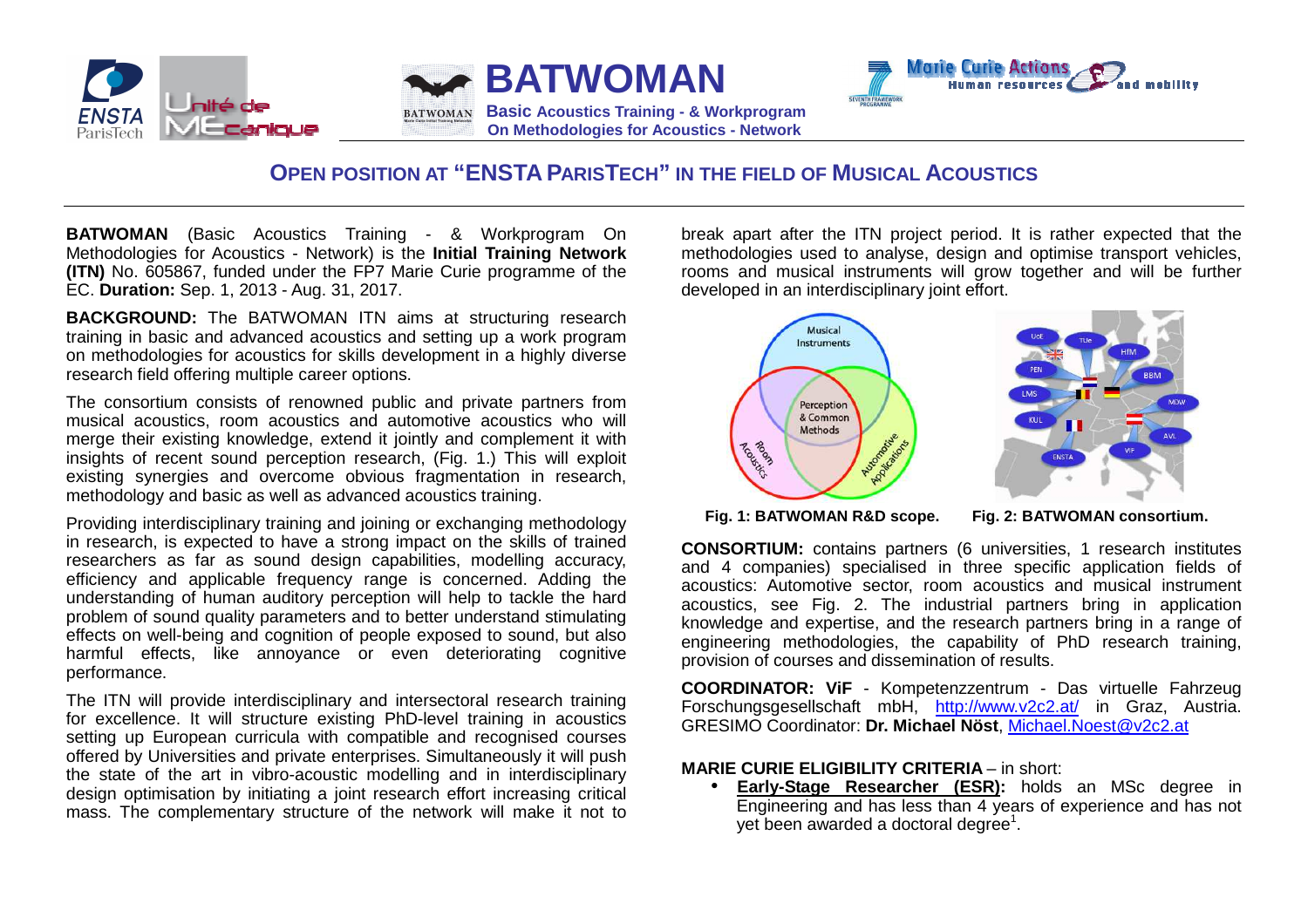# BATWOMAN

**Basic Acoustics Training - & Workprogram On Methodologies for Acoustics - Network**

## OPEN POSITION AT "ENSTA PARISTECH" IN THE FIELD OF MUSICAL ACOUSTICS

**BATWOMAN** (Basic Acoustics Training - & Workprogram On Methodologies for Acoustics - Network) is the **Initial Training Network (ITN)** No. 605867, funded under the FP7 Marie Curie programme of the EC. **Duration:** Sep. 1, 2013 - Aug. 31, 2017.

**BACKGROUND:** The BATWOMAN ITN aims at structuring research training in basic and advanced acoustics and setting up a work program on methodologies for acoustics for skills development in a highly diverse research field offering multiple career options.

The consortium consists of renowned public and private partners from musical acoustics, room acoustics and automotive acoustics who will merge their existing knowledge, extend it jointly and complement it with insights of recent sound perception research, (Fig. 1.) This will exploit existing synergies and overcome obvious fragmentation in research, methodology and basic as well as advanced acoustics training.

Providing interdisciplinary training and joining or exchanging methodology in research, is expected to have a strong impact on the skills of trained researchers as far as sound design capabilities, modelling accuracy, efficiency and applicable frequency range is concerned. Adding the understanding of human auditory perception will help to tackle the hard problem of sound quality parameters and to better understand stimulating effects on well-being and cognition of people exposed to sound, but also harmful effects, like annoyance or even deteriorating cognitive performance.

The ITN will provide interdisciplinary and intersectoral research training for excellence. It will structure existing PhD-level training in acoustics setting up European curricula with compatible and recognised courses offered by Universities and private enterprises. Simultaneously it will push the state of the art in vibro-acoustic modelling and in interdisciplinary design optimisation by initiating a joint research effort increasing critical mass. The complementary structure of the network will make it not to break apart after the ITN project period. It is rather expected that the methodologies used to analyse, design and optimise transport vehicles, rooms and musical instruments will grow together and will be further developed in an interdisciplinary joint effort.

**Fig. 1: BATWOMAN R&D scope.**

**Fig. 2: BATWOMAN consortium.**

**CONSORTIUM:** contains partners (6 universities, 1 research institutes and 4 companies) specialised in three specific application fields of acoustics: Automotive sector, room acoustics and musical instrument acoustics, see Fig. 2. The industrial partners bring in application knowledge and expertise, and the research partners bring in a range of engineering methodologies, the capability of PhD research training, provision of courses and dissemination of results.

**COORDINATOR: ViF** - Kompetenzzentrum - Das virtuelle Fahrzeug Forschungsgesellschaft mbH, http://www.v2c2.at/ in Graz, Austria. GRESIMO Coordinator: **Dr. Michael Nöst**, Michael.Noest@v2c2.at

**MARIE CURIE ELIGIBILITY CRITERIA** – in short:

- **Early-Stage Researcher (ESR):** holds an MSc degree in Engineering and has less than 4 years of experience and has not yet been awarded a doctoral degree[1].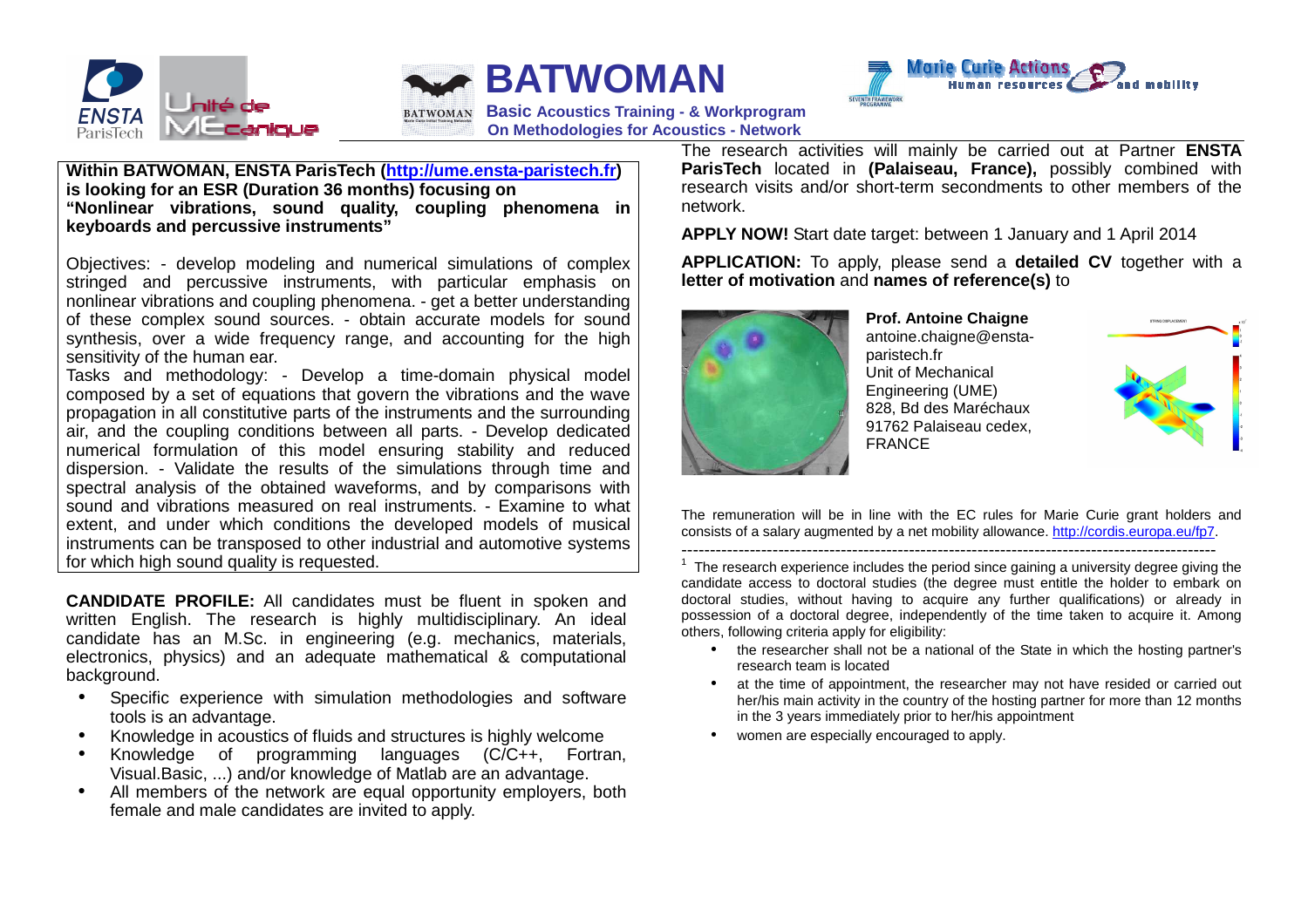# BATWOMAN

**Basic Acoustics Training - & Workprogram On Methodologies for Acoustics - Network**

**Within BATWOMAN, ENSTA ParisTech (http://ume.ensta-paristech.fr) is looking for an ESR (Duration 36 months) focusing on "Nonlinear vibrations, sound quality, coupling phenomena in keyboards and percussive instruments"**

Objectives: - develop modeling and numerical simulations of complex stringed and percussive instruments, with particular emphasis on nonlinear vibrations and coupling phenomena. - get a better understanding of these complex sound sources. - obtain accurate models for sound synthesis, over a wide frequency range, and accounting for the high sensitivity of the human ear.

Tasks and methodology: - Develop a time-domain physical model composed by a set of equations that govern the vibrations and the wave propagation in all constitutive parts of the instruments and the surrounding air, and the coupling conditions between all parts. - Develop dedicated numerical formulation of this model ensuring stability and reduced dispersion. - Validate the results of the simulations through time and spectral analysis of the obtained waveforms, and by comparisons with sound and vibrations measured on real instruments. - Examine to what extent, and under which conditions the developed models of musical instruments can be transposed to other industrial and automotive systems for which high sound quality is requested.

**CANDIDATE PROFILE:** All candidates must be fluent in spoken and written English. The research is highly multidisciplinary. An ideal candidate has an M.Sc. in engineering (e.g. mechanics, materials, electronics, physics) and an adequate mathematical & computational background.

- Specific experience with simulation methodologies and software tools is an advantage.
- Knowledge in acoustics of fluids and structures is highly welcome
- Knowledge of programming languages (C/C++, Fortran, Visual.Basic, ...) and/or knowledge of Matlab are an advantage.
- All members of the network are equal opportunity employers, both female and male candidates are invited to apply.

The research activities will mainly be carried out at Partner **ENSTA ParisTech** located in **(Palaiseau, France),** possibly combined with research visits and/or short-term secondments to other members of the network.

**APPLY NOW!** Start date target: between 1 January and 1 April 2014

**APPLICATION:** To apply, please send a **detailed CV** together with a **letter of motivation** and **names of reference(s)** to

**Prof. Antoine Chaigne**
antoine.chaigne@ensta-paristech.fr
Unit of Mechanical Engineering (UME)
828, Bd des Maréchaux
91762 Palaiseau cedex,
FRANCE

The remuneration will be in line with the EC rules for Marie Curie grant holders and consists of a salary augmented by a net mobility allowance. http://cordis.europa.eu/fp7.

---

[1] The research experience includes the period since gaining a university degree giving the candidate access to doctoral studies (the degree must entitle the holder to embark on doctoral studies, without having to acquire any further qualifications) or already in possession of a doctoral degree, independently of the time taken to acquire it. Among others, following criteria apply for eligibility:

- the researcher shall not be a national of the State in which the hosting partner's research team is located
- at the time of appointment, the researcher may not have resided or carried out her/his main activity in the country of the hosting partner for more than 12 months in the 3 years immediately prior to her/his appointment
- women are especially encouraged to apply.